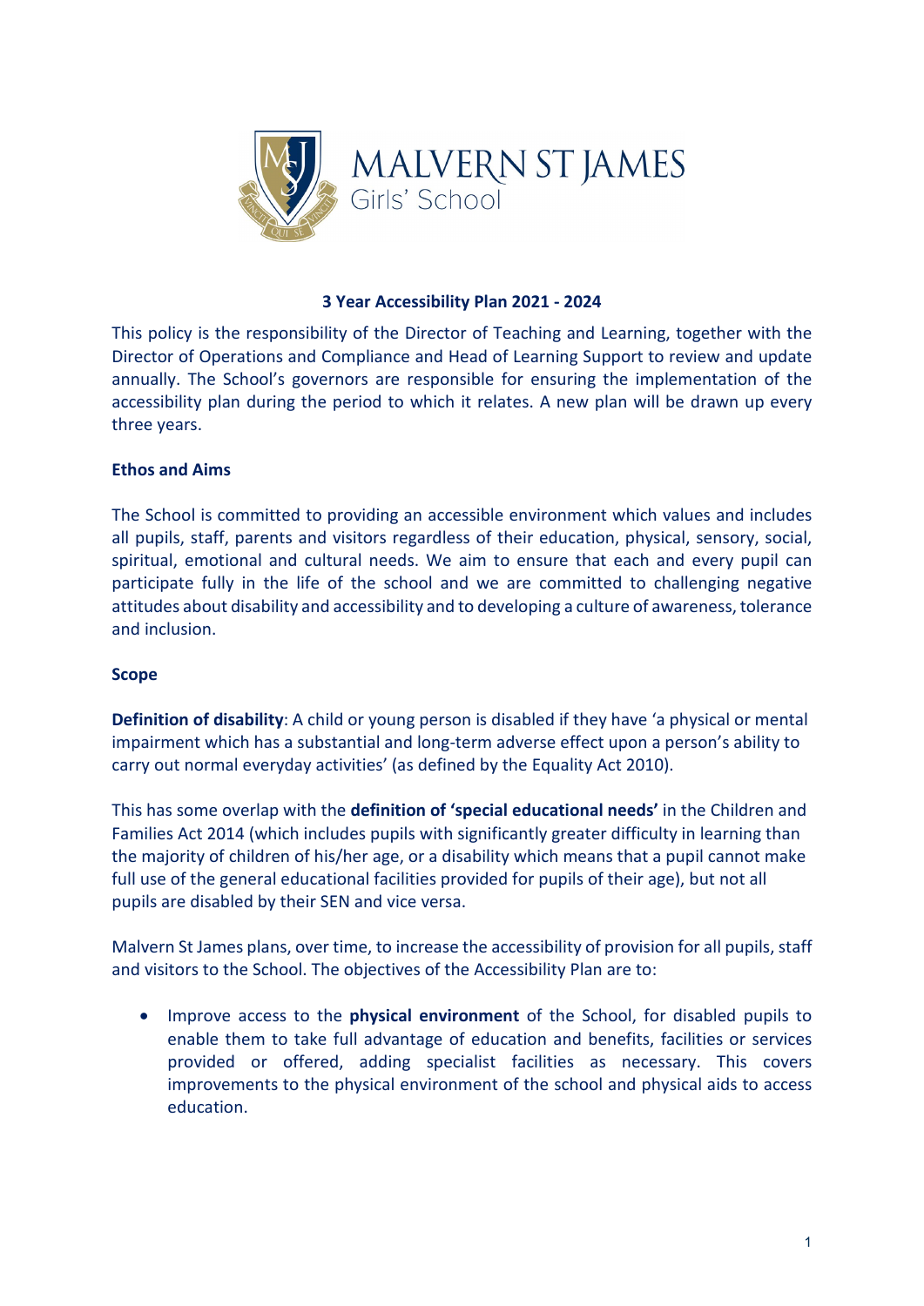MALVERN ST JAMES
Girls' School

# 3 Year Accessibility Plan 2021 - 2024

This policy is the responsibility of the Director of Teaching and Learning, together with the Director of Operations and Compliance and Head of Learning Support to review and update annually. The School's governors are responsible for ensuring the implementation of the accessibility plan during the period to which it relates. A new plan will be drawn up every three years.

## Ethos and Aims

The School is committed to providing an accessible environment which values and includes all pupils, staff, parents and visitors regardless of their education, physical, sensory, social, spiritual, emotional and cultural needs. We aim to ensure that each and every pupil can participate fully in the life of the school and we are committed to challenging negative attitudes about disability and accessibility and to developing a culture of awareness, tolerance and inclusion.

## Scope

**Definition of disability**: A child or young person is disabled if they have 'a physical or mental impairment which has a substantial and long-term adverse effect upon a person's ability to carry out normal everyday activities' (as defined by the Equality Act 2010).

This has some overlap with the **definition of 'special educational needs'** in the Children and Families Act 2014 (which includes pupils with significantly greater difficulty in learning than the majority of children of his/her age, or a disability which means that a pupil cannot make full use of the general educational facilities provided for pupils of their age), but not all pupils are disabled by their SEN and vice versa.

Malvern St James plans, over time, to increase the accessibility of provision for all pupils, staff and visitors to the School. The objectives of the Accessibility Plan are to:

- Improve access to the **physical environment** of the School, for disabled pupils to enable them to take full advantage of education and benefits, facilities or services provided or offered, adding specialist facilities as necessary. This covers improvements to the physical environment of the school and physical aids to access education.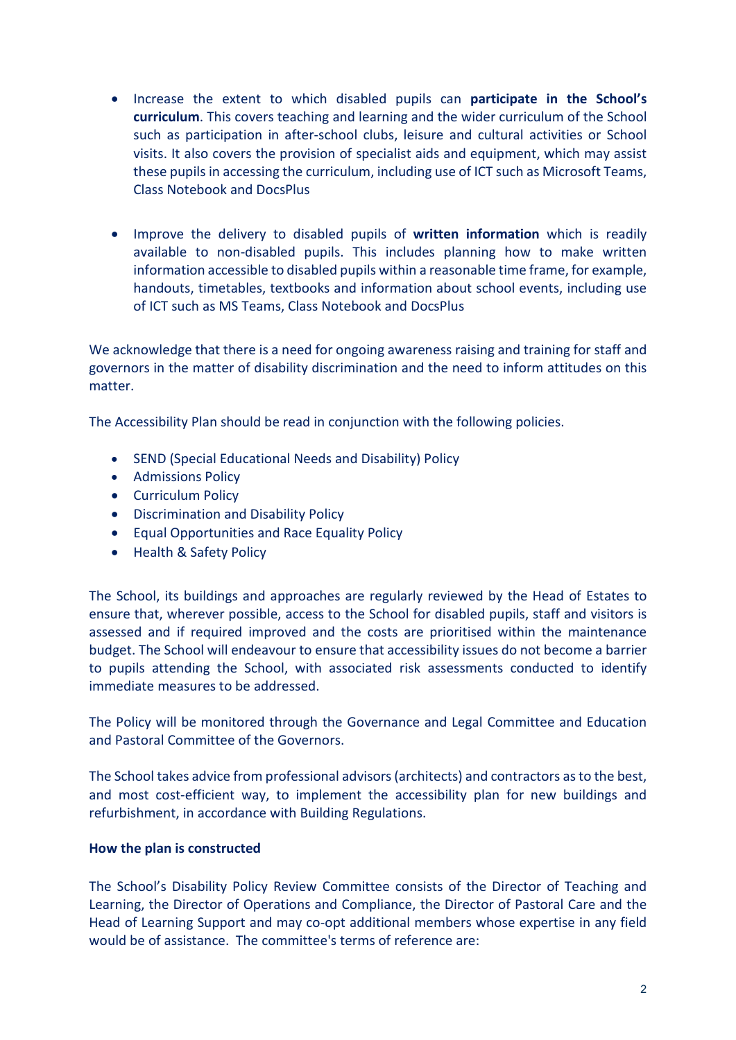- Increase the extent to which disabled pupils can **participate in the School's curriculum**. This covers teaching and learning and the wider curriculum of the School such as participation in after-school clubs, leisure and cultural activities or School visits. It also covers the provision of specialist aids and equipment, which may assist these pupils in accessing the curriculum, including use of ICT such as Microsoft Teams, Class Notebook and DocsPlus

- Improve the delivery to disabled pupils of **written information** which is readily available to non-disabled pupils. This includes planning how to make written information accessible to disabled pupils within a reasonable time frame, for example, handouts, timetables, textbooks and information about school events, including use of ICT such as MS Teams, Class Notebook and DocsPlus

We acknowledge that there is a need for ongoing awareness raising and training for staff and governors in the matter of disability discrimination and the need to inform attitudes on this matter.

The Accessibility Plan should be read in conjunction with the following policies.

- SEND (Special Educational Needs and Disability) Policy
- Admissions Policy
- Curriculum Policy
- Discrimination and Disability Policy
- Equal Opportunities and Race Equality Policy
- Health & Safety Policy

The School, its buildings and approaches are regularly reviewed by the Head of Estates to ensure that, wherever possible, access to the School for disabled pupils, staff and visitors is assessed and if required improved and the costs are prioritised within the maintenance budget. The School will endeavour to ensure that accessibility issues do not become a barrier to pupils attending the School, with associated risk assessments conducted to identify immediate measures to be addressed.

The Policy will be monitored through the Governance and Legal Committee and Education and Pastoral Committee of the Governors.

The School takes advice from professional advisors (architects) and contractors as to the best, and most cost-efficient way, to implement the accessibility plan for new buildings and refurbishment, in accordance with Building Regulations.

**How the plan is constructed**

The School's Disability Policy Review Committee consists of the Director of Teaching and Learning, the Director of Operations and Compliance, the Director of Pastoral Care and the Head of Learning Support and may co-opt additional members whose expertise in any field would be of assistance. The committee's terms of reference are: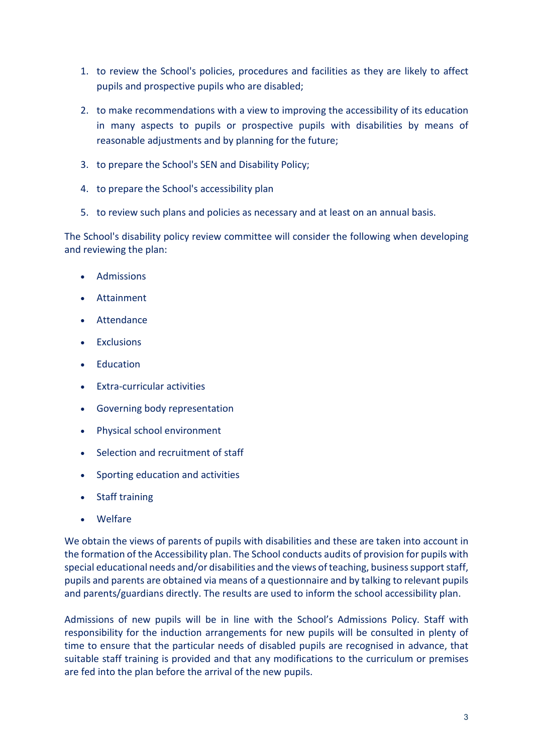1. to review the School's policies, procedures and facilities as they are likely to affect pupils and prospective pupils who are disabled;
2. to make recommendations with a view to improving the accessibility of its education in many aspects to pupils or prospective pupils with disabilities by means of reasonable adjustments and by planning for the future;
3. to prepare the School's SEN and Disability Policy;
4. to prepare the School's accessibility plan
5. to review such plans and policies as necessary and at least on an annual basis.

The School's disability policy review committee will consider the following when developing and reviewing the plan:

- Admissions
- Attainment
- Attendance
- Exclusions
- Education
- Extra-curricular activities
- Governing body representation
- Physical school environment
- Selection and recruitment of staff
- Sporting education and activities
- Staff training
- Welfare

We obtain the views of parents of pupils with disabilities and these are taken into account in the formation of the Accessibility plan. The School conducts audits of provision for pupils with special educational needs and/or disabilities and the views of teaching, business support staff, pupils and parents are obtained via means of a questionnaire and by talking to relevant pupils and parents/guardians directly. The results are used to inform the school accessibility plan.

Admissions of new pupils will be in line with the School's Admissions Policy. Staff with responsibility for the induction arrangements for new pupils will be consulted in plenty of time to ensure that the particular needs of disabled pupils are recognised in advance, that suitable staff training is provided and that any modifications to the curriculum or premises are fed into the plan before the arrival of the new pupils.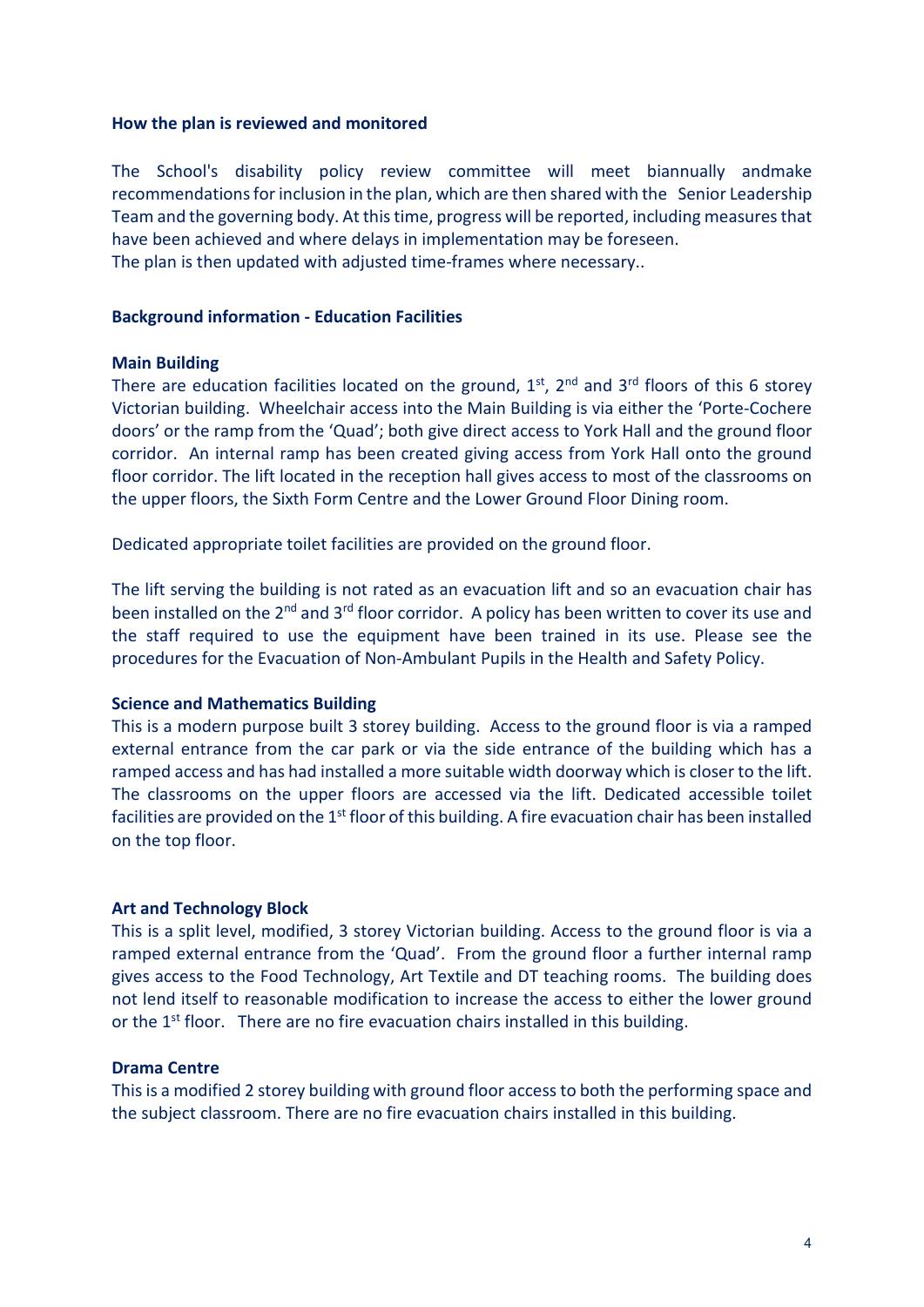**How the plan is reviewed and monitored**

The School's disability policy review committee will meet biannually andmake recommendations for inclusion in the plan, which are then shared with the Senior Leadership Team and the governing body. At this time, progress will be reported, including measures that have been achieved and where delays in implementation may be foreseen.
The plan is then updated with adjusted time-frames where necessary..

**Background information - Education Facilities**

**Main Building**
There are education facilities located on the ground, 1st, 2nd and 3rd floors of this 6 storey Victorian building. Wheelchair access into the Main Building is via either the 'Porte-Cochere doors' or the ramp from the 'Quad'; both give direct access to York Hall and the ground floor corridor. An internal ramp has been created giving access from York Hall onto the ground floor corridor. The lift located in the reception hall gives access to most of the classrooms on the upper floors, the Sixth Form Centre and the Lower Ground Floor Dining room.

Dedicated appropriate toilet facilities are provided on the ground floor.

The lift serving the building is not rated as an evacuation lift and so an evacuation chair has been installed on the 2nd and 3rd floor corridor. A policy has been written to cover its use and the staff required to use the equipment have been trained in its use. Please see the procedures for the Evacuation of Non-Ambulant Pupils in the Health and Safety Policy.

**Science and Mathematics Building**
This is a modern purpose built 3 storey building. Access to the ground floor is via a ramped external entrance from the car park or via the side entrance of the building which has a ramped access and has had installed a more suitable width doorway which is closer to the lift. The classrooms on the upper floors are accessed via the lift. Dedicated accessible toilet facilities are provided on the 1st floor of this building. A fire evacuation chair has been installed on the top floor.

**Art and Technology Block**
This is a split level, modified, 3 storey Victorian building. Access to the ground floor is via a ramped external entrance from the 'Quad'. From the ground floor a further internal ramp gives access to the Food Technology, Art Textile and DT teaching rooms. The building does not lend itself to reasonable modification to increase the access to either the lower ground or the 1st floor. There are no fire evacuation chairs installed in this building.

**Drama Centre**
This is a modified 2 storey building with ground floor access to both the performing space and the subject classroom. There are no fire evacuation chairs installed in this building.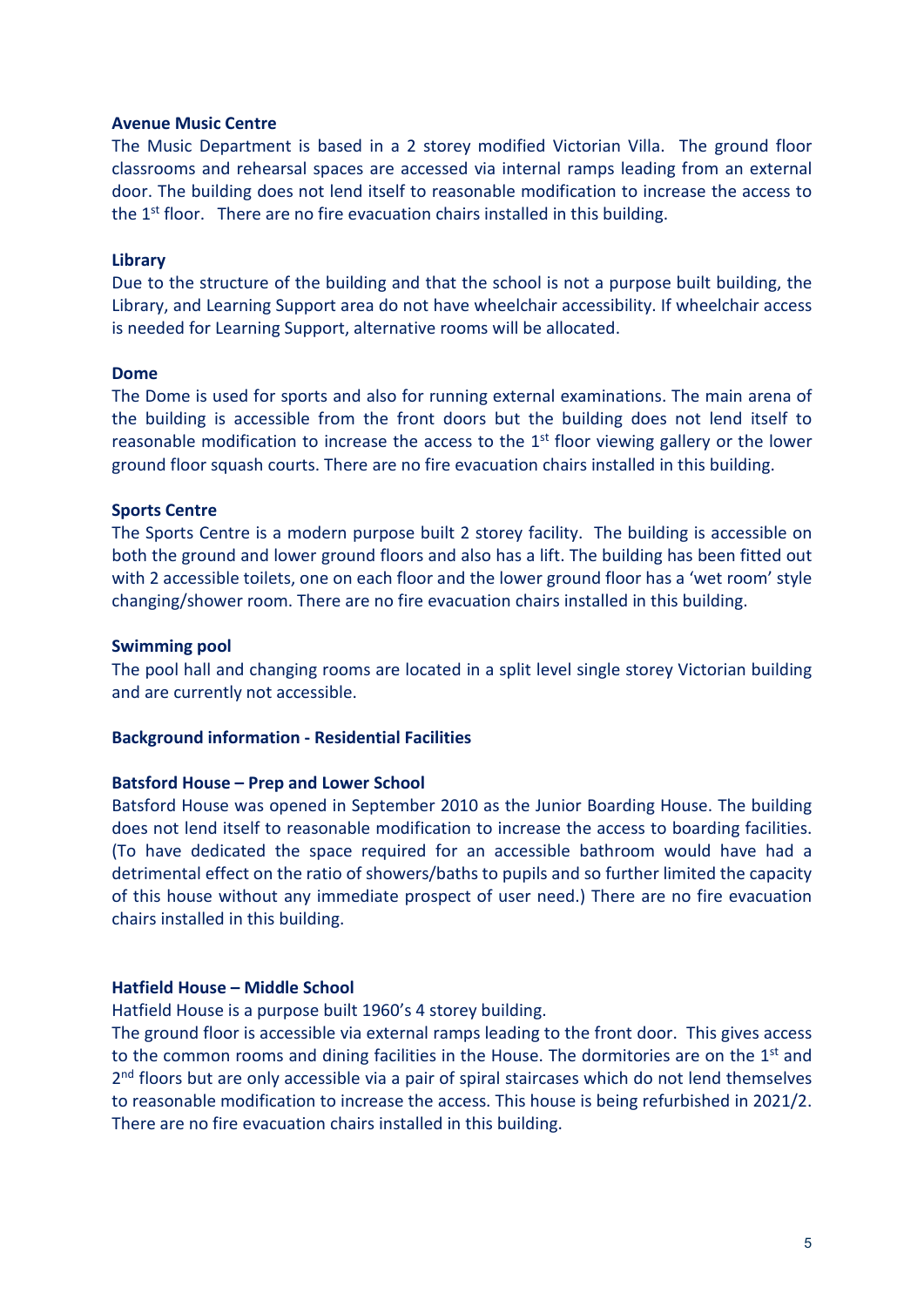**Avenue Music Centre**

The Music Department is based in a 2 storey modified Victorian Villa. The ground floor classrooms and rehearsal spaces are accessed via internal ramps leading from an external door. The building does not lend itself to reasonable modification to increase the access to the 1st floor. There are no fire evacuation chairs installed in this building.

**Library**

Due to the structure of the building and that the school is not a purpose built building, the Library, and Learning Support area do not have wheelchair accessibility. If wheelchair access is needed for Learning Support, alternative rooms will be allocated.

**Dome**

The Dome is used for sports and also for running external examinations. The main arena of the building is accessible from the front doors but the building does not lend itself to reasonable modification to increase the access to the 1st floor viewing gallery or the lower ground floor squash courts. There are no fire evacuation chairs installed in this building.

**Sports Centre**

The Sports Centre is a modern purpose built 2 storey facility. The building is accessible on both the ground and lower ground floors and also has a lift. The building has been fitted out with 2 accessible toilets, one on each floor and the lower ground floor has a 'wet room' style changing/shower room. There are no fire evacuation chairs installed in this building.

**Swimming pool**

The pool hall and changing rooms are located in a split level single storey Victorian building and are currently not accessible.

**Background information - Residential Facilities**

**Batsford House – Prep and Lower School**

Batsford House was opened in September 2010 as the Junior Boarding House. The building does not lend itself to reasonable modification to increase the access to boarding facilities. (To have dedicated the space required for an accessible bathroom would have had a detrimental effect on the ratio of showers/baths to pupils and so further limited the capacity of this house without any immediate prospect of user need.) There are no fire evacuation chairs installed in this building.

**Hatfield House – Middle School**

Hatfield House is a purpose built 1960's 4 storey building.

The ground floor is accessible via external ramps leading to the front door. This gives access to the common rooms and dining facilities in the House. The dormitories are on the 1st and 2nd floors but are only accessible via a pair of spiral staircases which do not lend themselves to reasonable modification to increase the access. This house is being refurbished in 2021/2. There are no fire evacuation chairs installed in this building.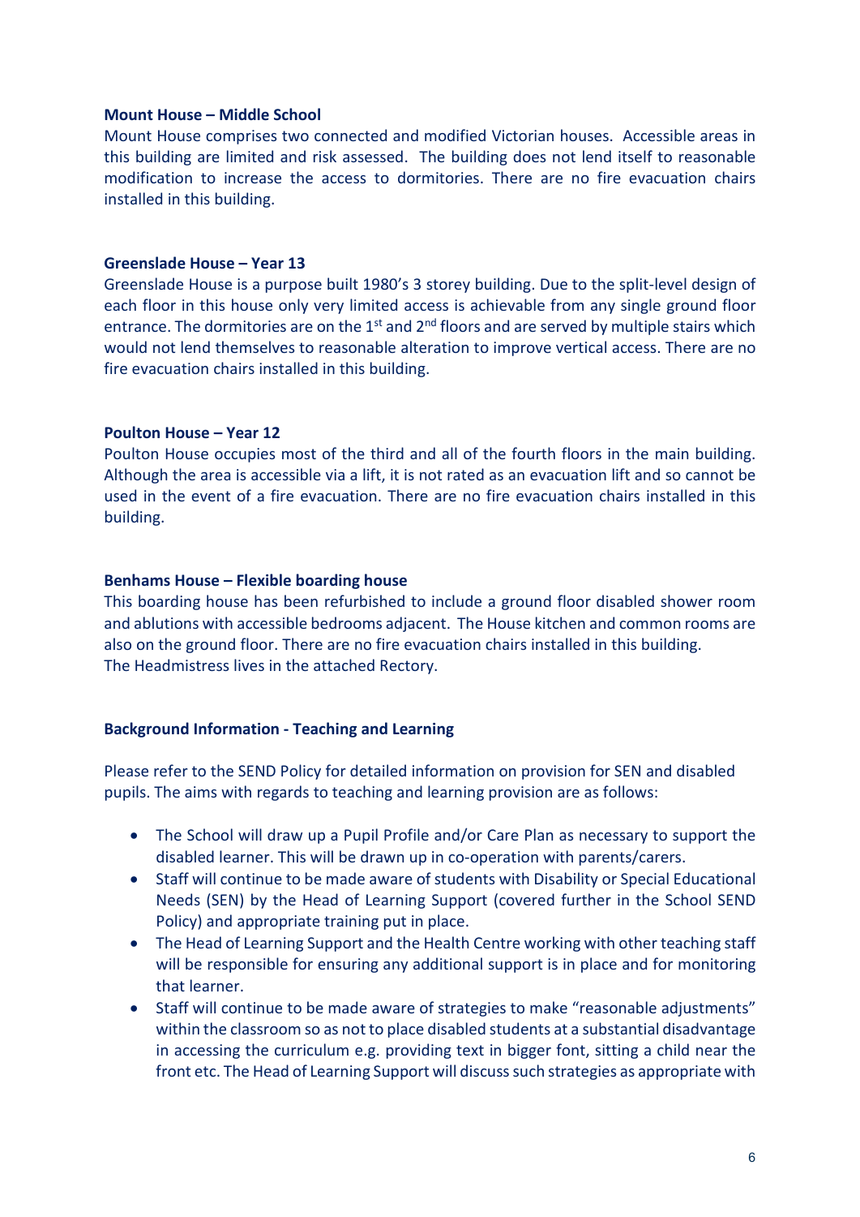**Mount House – Middle School**

Mount House comprises two connected and modified Victorian houses. Accessible areas in this building are limited and risk assessed. The building does not lend itself to reasonable modification to increase the access to dormitories. There are no fire evacuation chairs installed in this building.

**Greenslade House – Year 13**

Greenslade House is a purpose built 1980's 3 storey building. Due to the split-level design of each floor in this house only very limited access is achievable from any single ground floor entrance. The dormitories are on the 1st and 2nd floors and are served by multiple stairs which would not lend themselves to reasonable alteration to improve vertical access. There are no fire evacuation chairs installed in this building.

**Poulton House – Year 12**

Poulton House occupies most of the third and all of the fourth floors in the main building. Although the area is accessible via a lift, it is not rated as an evacuation lift and so cannot be used in the event of a fire evacuation. There are no fire evacuation chairs installed in this building.

**Benhams House – Flexible boarding house**

This boarding house has been refurbished to include a ground floor disabled shower room and ablutions with accessible bedrooms adjacent. The House kitchen and common rooms are also on the ground floor. There are no fire evacuation chairs installed in this building.
The Headmistress lives in the attached Rectory.

**Background Information - Teaching and Learning**

Please refer to the SEND Policy for detailed information on provision for SEN and disabled pupils. The aims with regards to teaching and learning provision are as follows:

- The School will draw up a Pupil Profile and/or Care Plan as necessary to support the disabled learner. This will be drawn up in co-operation with parents/carers.
- Staff will continue to be made aware of students with Disability or Special Educational Needs (SEN) by the Head of Learning Support (covered further in the School SEND Policy) and appropriate training put in place.
- The Head of Learning Support and the Health Centre working with other teaching staff will be responsible for ensuring any additional support is in place and for monitoring that learner.
- Staff will continue to be made aware of strategies to make "reasonable adjustments" within the classroom so as not to place disabled students at a substantial disadvantage in accessing the curriculum e.g. providing text in bigger font, sitting a child near the front etc. The Head of Learning Support will discuss such strategies as appropriate with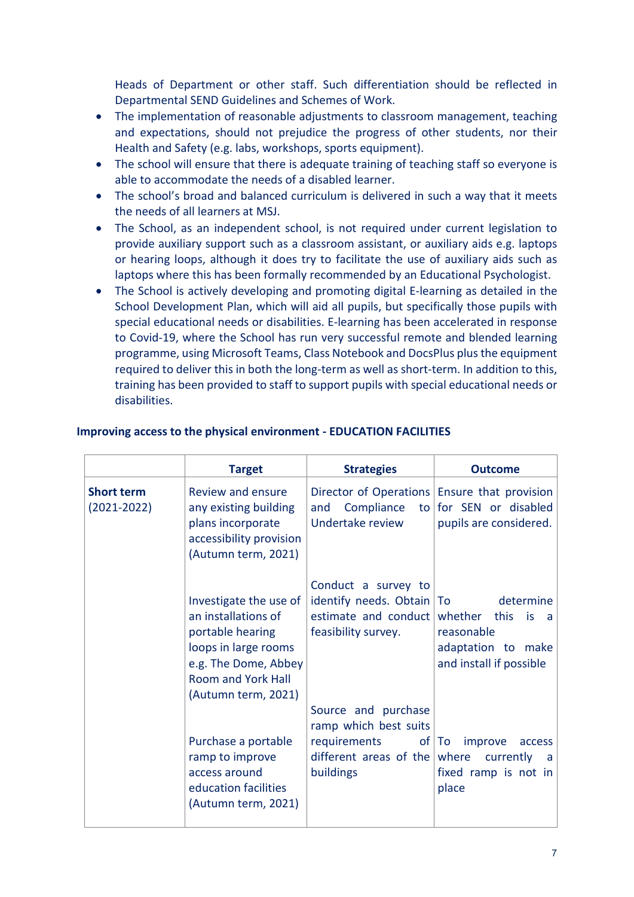Heads of Department or other staff. Such differentiation should be reflected in Departmental SEND Guidelines and Schemes of Work.

- The implementation of reasonable adjustments to classroom management, teaching and expectations, should not prejudice the progress of other students, nor their Health and Safety (e.g. labs, workshops, sports equipment).
- The school will ensure that there is adequate training of teaching staff so everyone is able to accommodate the needs of a disabled learner.
- The school's broad and balanced curriculum is delivered in such a way that it meets the needs of all learners at MSJ.
- The School, as an independent school, is not required under current legislation to provide auxiliary support such as a classroom assistant, or auxiliary aids e.g. laptops or hearing loops, although it does try to facilitate the use of auxiliary aids such as laptops where this has been formally recommended by an Educational Psychologist.
- The School is actively developing and promoting digital E-learning as detailed in the School Development Plan, which will aid all pupils, but specifically those pupils with special educational needs or disabilities. E-learning has been accelerated in response to Covid-19, where the School has run very successful remote and blended learning programme, using Microsoft Teams, Class Notebook and DocsPlus plus the equipment required to deliver this in both the long-term as well as short-term. In addition to this, training has been provided to staff to support pupils with special educational needs or disabilities.

**Improving access to the physical environment - EDUCATION FACILITIES**

| | Target | Strategies | Outcome |
|---|---|---|---|
| **Short term** (2021-2022) | Review and ensure any existing building plans incorporate accessibility provision (Autumn term, 2021) | Director of Operations and Compliance to Undertake review | Ensure that provision for SEN or disabled pupils are considered. |
| | Investigate the use of an installations of portable hearing loops in large rooms e.g. The Dome, Abbey Room and York Hall (Autumn term, 2021) | Conduct a survey to identify needs. Obtain estimate and conduct feasibility survey. | To determine whether this is a reasonable adaptation to make and install if possible |
| | Purchase a portable ramp to improve access around education facilities (Autumn term, 2021) | Source and purchase ramp which best suits requirements of different areas of the buildings | To improve access where currently a fixed ramp is not in place |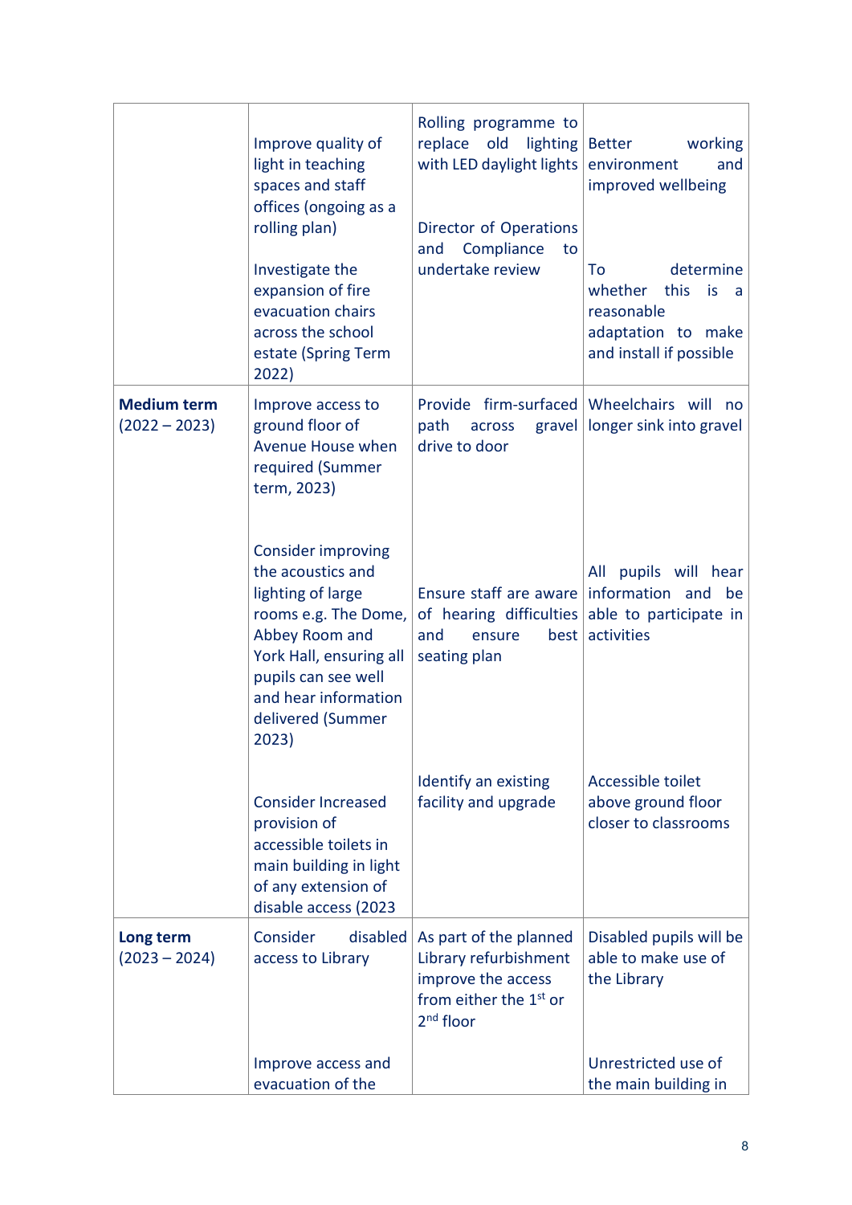| | | | |
|---|---|---|---|
| | Improve quality of light in teaching spaces and staff offices (ongoing as a rolling plan) | Rolling programme to replace old lighting with LED daylight lights | Better working environment and improved wellbeing |
| | Investigate the expansion of fire evacuation chairs across the school estate (Spring Term 2022) | Director of Operations and Compliance to undertake review | To determine whether this is a reasonable adaptation to make and install if possible |
| **Medium term** (2022 – 2023) | Improve access to ground floor of Avenue House when required (Summer term, 2023) | Provide firm-surfaced path across gravel drive to door | Wheelchairs will no longer sink into gravel |
| | Consider improving the acoustics and lighting of large rooms e.g. The Dome, Abbey Room and York Hall, ensuring all pupils can see well and hear information delivered (Summer 2023) | Ensure staff are aware of hearing difficulties and ensure best seating plan | All pupils will hear information and be able to participate in activities |
| | Consider Increased provision of accessible toilets in main building in light of any extension of disable access (2023 | Identify an existing facility and upgrade | Accessible toilet above ground floor closer to classrooms |
| **Long term** (2023 – 2024) | Consider disabled access to Library | As part of the planned Library refurbishment improve the access from either the 1st or 2nd floor | Disabled pupils will be able to make use of the Library |
| | Improve access and evacuation of the | | Unrestricted use of the main building in |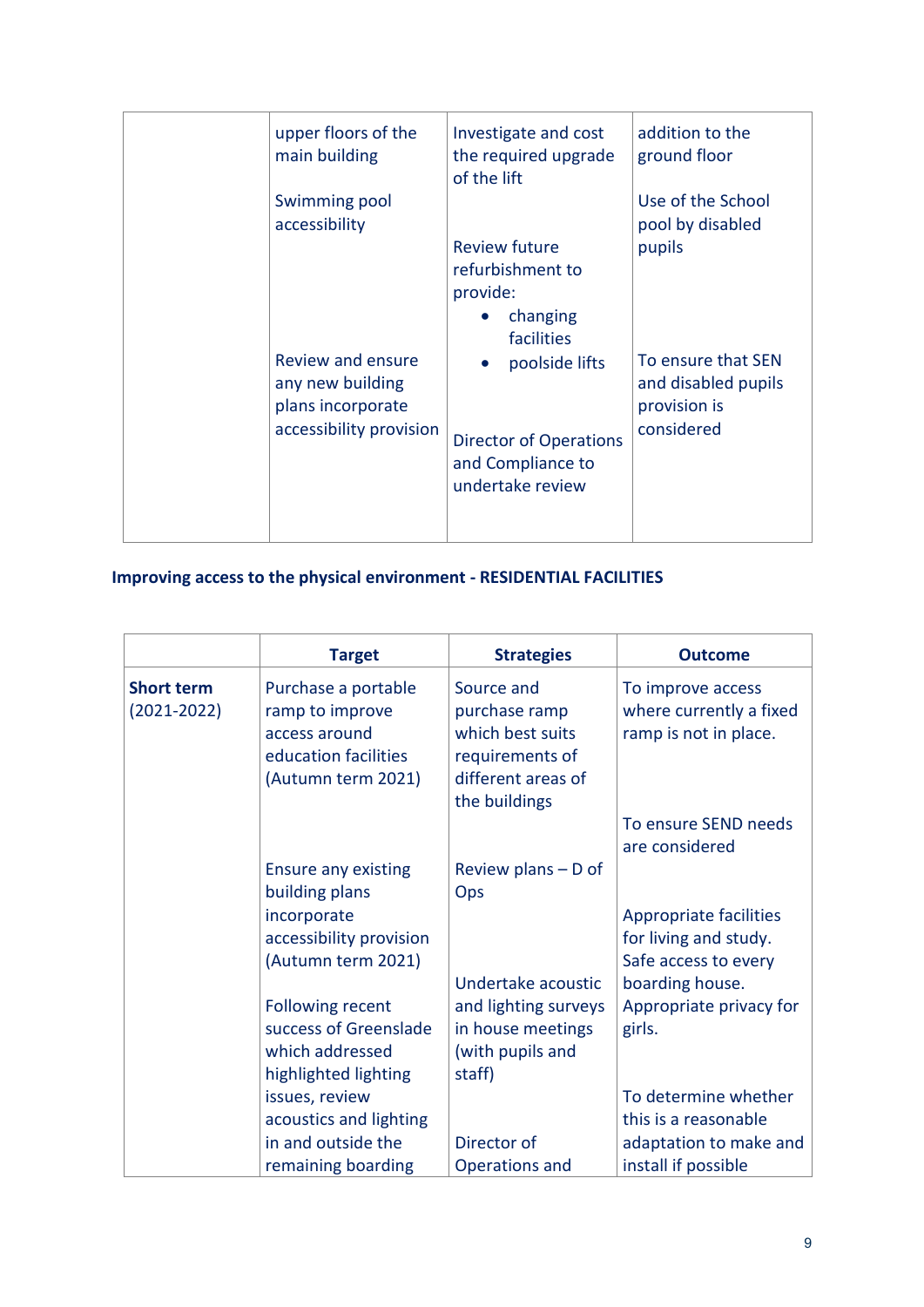| | | | |
|---|---|---|---|
| | upper floors of the main building<br><br>Swimming pool accessibility<br><br>Review and ensure any new building plans incorporate accessibility provision | Investigate and cost the required upgrade of the lift<br><br>Review future refurbishment to provide:<br>• changing facilities<br>• poolside lifts<br><br>Director of Operations and Compliance to undertake review | addition to the ground floor<br><br>Use of the School pool by disabled pupils<br><br>To ensure that SEN and disabled pupils provision is considered |

**Improving access to the physical environment - RESIDENTIAL FACILITIES**

| | Target | Strategies | Outcome |
|---|---|---|---|
| **Short term** (2021-2022) | Purchase a portable ramp to improve access around education facilities (Autumn term 2021)<br><br>Ensure any existing building plans incorporate accessibility provision (Autumn term 2021)<br><br>Following recent success of Greenslade which addressed highlighted lighting issues, review acoustics and lighting in and outside the remaining boarding | Source and purchase ramp which best suits requirements of different areas of the buildings<br><br>Review plans – D of Ops<br><br>Undertake acoustic and lighting surveys in house meetings (with pupils and staff)<br><br>Director of Operations and | To improve access where currently a fixed ramp is not in place.<br><br>To ensure SEND needs are considered<br><br>Appropriate facilities for living and study. Safe access to every boarding house. Appropriate privacy for girls.<br><br>To determine whether this is a reasonable adaptation to make and install if possible |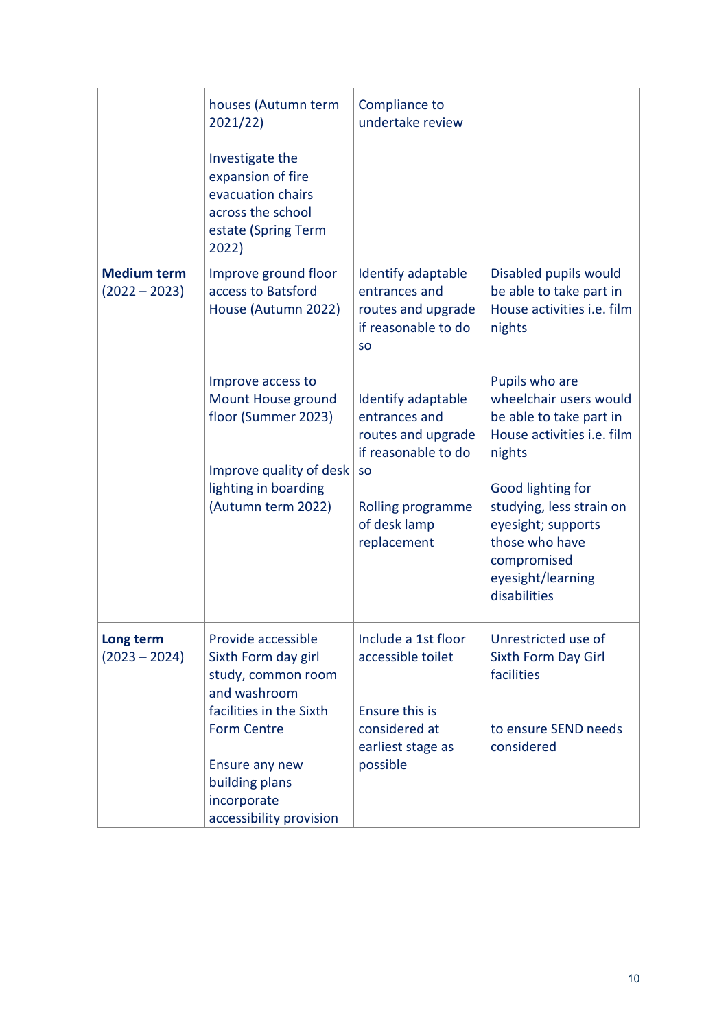| | | | |
|---|---|---|---|
| | houses (Autumn term 2021/22)<br><br>Investigate the expansion of fire evacuation chairs across the school estate (Spring Term 2022) | Compliance to undertake review | |
| **Medium term** (2022 – 2023) | Improve ground floor access to Batsford House (Autumn 2022)<br><br>Improve access to Mount House ground floor (Summer 2023)<br><br>Improve quality of desk lighting in boarding (Autumn term 2022) | Identify adaptable entrances and routes and upgrade if reasonable to do so<br><br>Identify adaptable entrances and routes and upgrade if reasonable to do so<br><br>Rolling programme of desk lamp replacement | Disabled pupils would be able to take part in House activities i.e. film nights<br><br>Pupils who are wheelchair users would be able to take part in House activities i.e. film nights<br><br>Good lighting for studying, less strain on eyesight; supports those who have compromised eyesight/learning disabilities |
| **Long term** (2023 – 2024) | Provide accessible Sixth Form day girl study, common room and washroom facilities in the Sixth Form Centre<br><br>Ensure any new building plans incorporate accessibility provision | Include a 1st floor accessible toilet<br><br>Ensure this is considered at earliest stage as possible | Unrestricted use of Sixth Form Day Girl facilities<br><br>to ensure SEND needs considered |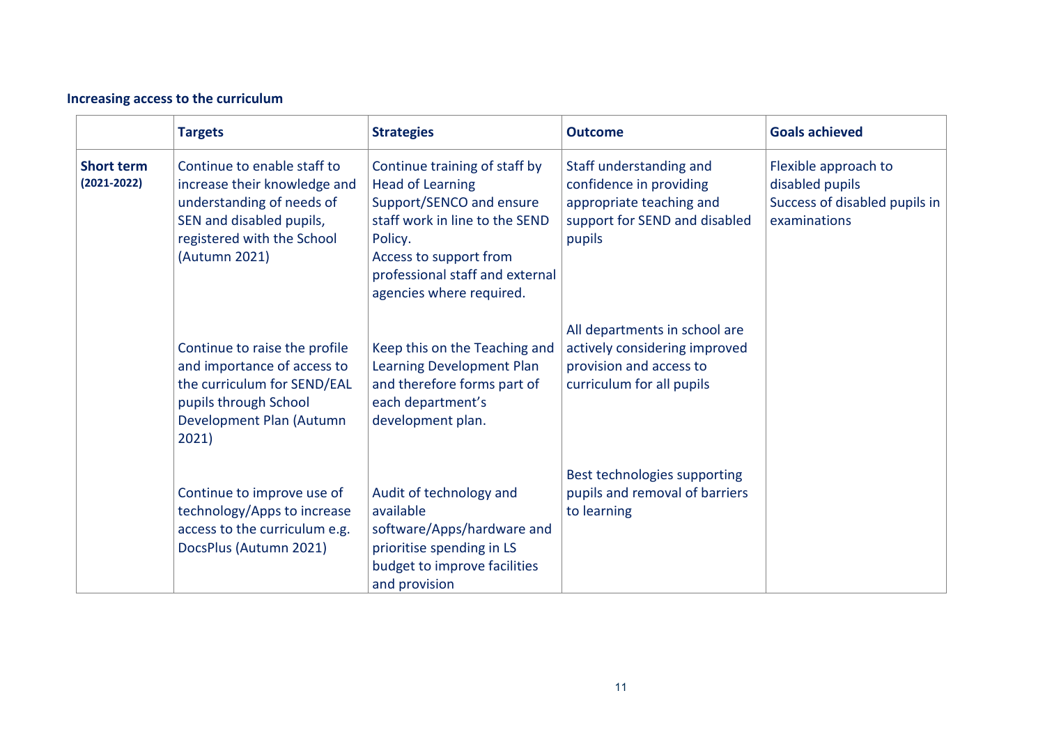**Increasing access to the curriculum**

| | Targets | Strategies | Outcome | Goals achieved |
|---|---|---|---|---|
| **Short term (2021-2022)** | Continue to enable staff to increase their knowledge and understanding of needs of SEN and disabled pupils, registered with the School (Autumn 2021) | Continue training of staff by Head of Learning Support/SENCO and ensure staff work in line to the SEND Policy.<br>Access to support from professional staff and external agencies where required. | Staff understanding and confidence in providing appropriate teaching and support for SEND and disabled pupils | Flexible approach to disabled pupils<br>Success of disabled pupils in examinations |
| | Continue to raise the profile and importance of access to the curriculum for SEND/EAL pupils through School Development Plan (Autumn 2021) | Keep this on the Teaching and Learning Development Plan and therefore forms part of each department's development plan. | All departments in school are actively considering improved provision and access to curriculum for all pupils | |
| | Continue to improve use of technology/Apps to increase access to the curriculum e.g. DocsPlus (Autumn 2021) | Audit of technology and available software/Apps/hardware and prioritise spending in LS budget to improve facilities and provision | Best technologies supporting pupils and removal of barriers to learning | |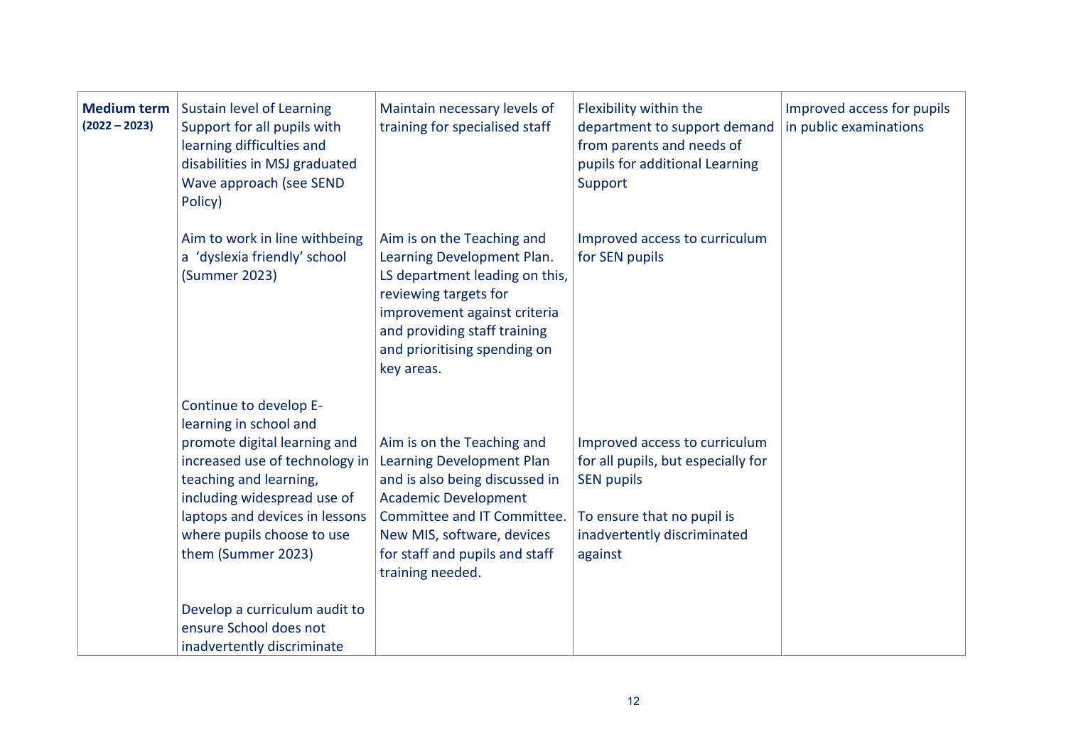| **Medium term (2022 – 2023)** | Sustain level of Learning Support for all pupils with learning difficulties and disabilities in MSJ graduated Wave approach (see SEND Policy) | Maintain necessary levels of training for specialised staff | Flexibility within the department to support demand from parents and needs of pupils for additional Learning Support | Improved access for pupils in public examinations |
|---|---|---|---|---|
| | Aim to work in line withbeing a 'dyslexia friendly' school (Summer 2023) | Aim is on the Teaching and Learning Development Plan. LS department leading on this, reviewing targets for improvement against criteria and providing staff training and prioritising spending on key areas. | Improved access to curriculum for SEN pupils | |
| | Continue to develop E-learning in school and promote digital learning and increased use of technology in teaching and learning, including widespread use of laptops and devices in lessons where pupils choose to use them (Summer 2023) | Aim is on the Teaching and Learning Development Plan and is also being discussed in Academic Development Committee and IT Committee. New MIS, software, devices for staff and pupils and staff training needed. | Improved access to curriculum for all pupils, but especially for SEN pupils<br><br>To ensure that no pupil is inadvertently discriminated against | |
| | Develop a curriculum audit to ensure School does not inadvertently discriminate | | | |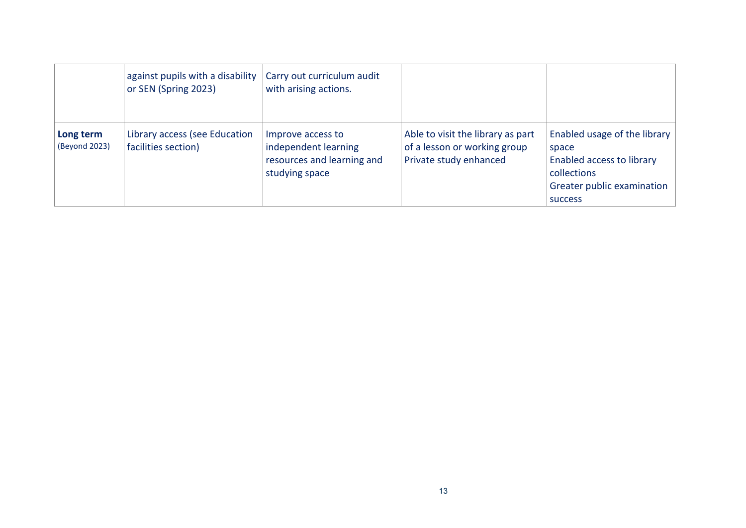| | | | | |
|---|---|---|---|---|
| | against pupils with a disability or SEN (Spring 2023) | Carry out curriculum audit with arising actions. | | |
| **Long term** (Beyond 2023) | Library access (see Education facilities section) | Improve access to independent learning resources and learning and studying space | Able to visit the library as part of a lesson or working group<br>Private study enhanced | Enabled usage of the library space<br>Enabled access to library collections<br>Greater public examination success |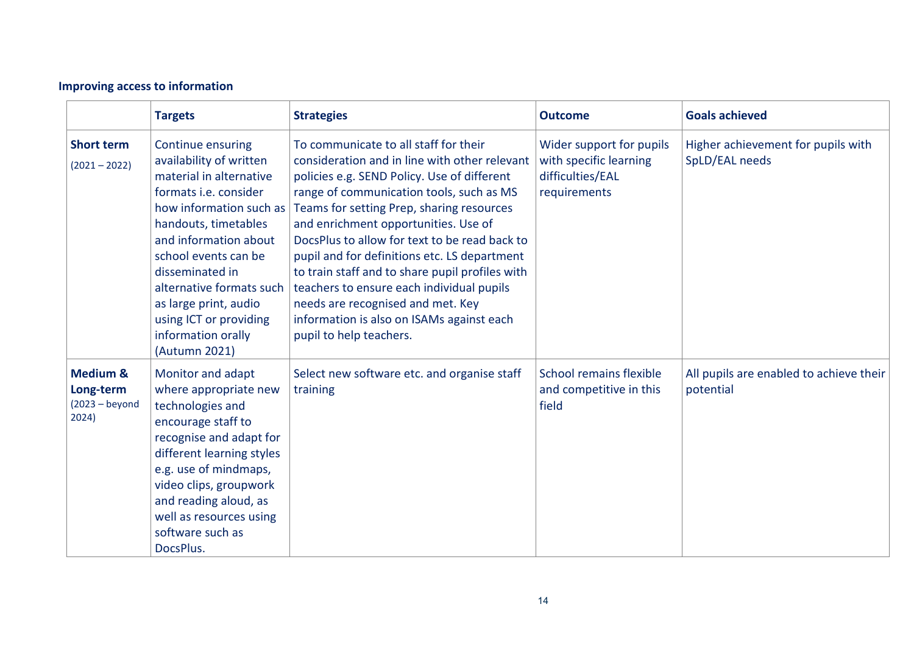### Improving access to information

| | Targets | Strategies | Outcome | Goals achieved |
|---|---|---|---|---|
| **Short term** (2021 – 2022) | Continue ensuring availability of written material in alternative formats i.e. consider how information such as handouts, timetables and information about school events can be disseminated in alternative formats such as large print, audio using ICT or providing information orally (Autumn 2021) | To communicate to all staff for their consideration and in line with other relevant policies e.g. SEND Policy. Use of different range of communication tools, such as MS Teams for setting Prep, sharing resources and enrichment opportunities. Use of DocsPlus to allow for text to be read back to pupil and for definitions etc. LS department to train staff and to share pupil profiles with teachers to ensure each individual pupils needs are recognised and met. Key information is also on ISAMs against each pupil to help teachers. | Wider support for pupils with specific learning difficulties/EAL requirements | Higher achievement for pupils with SpLD/EAL needs |
| **Medium & Long-term** (2023 – beyond 2024) | Monitor and adapt where appropriate new technologies and encourage staff to recognise and adapt for different learning styles e.g. use of mindmaps, video clips, groupwork and reading aloud, as well as resources using software such as DocsPlus. | Select new software etc. and organise staff training | School remains flexible and competitive in this field | All pupils are enabled to achieve their potential |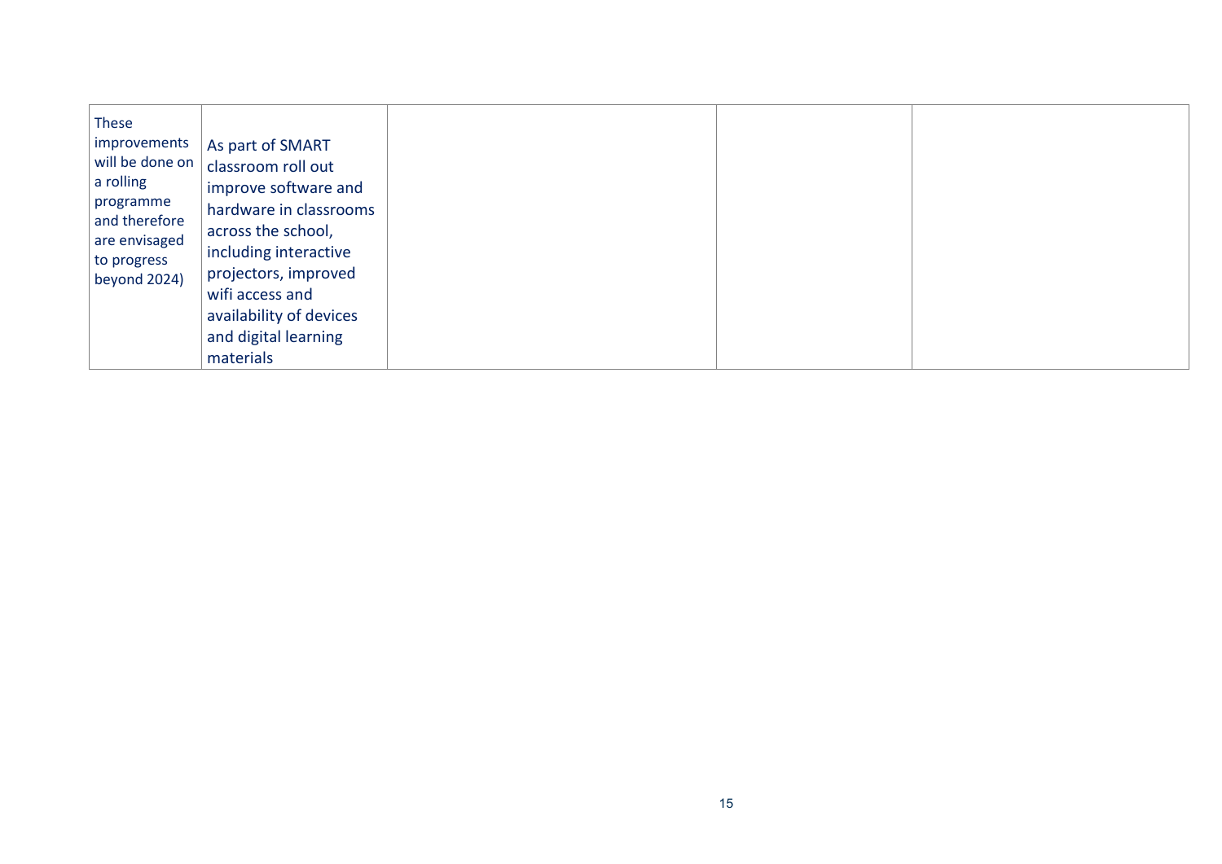| | | | | |
|---|---|---|---|---|
| These improvements will be done on a rolling programme and therefore are envisaged to progress beyond 2024) | As part of SMART classroom roll out improve software and hardware in classrooms across the school, including interactive projectors, improved wifi access and availability of devices and digital learning materials | | | |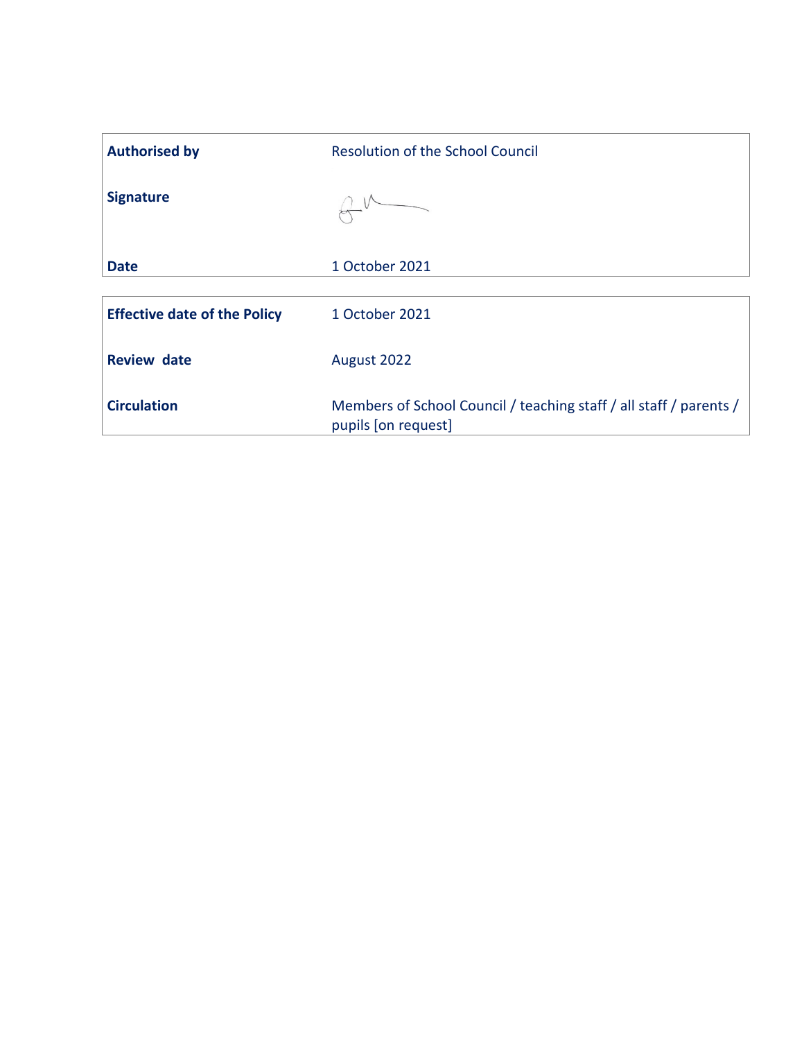| | |
|---|---|
| **Authorised by** | Resolution of the School Council |
| **Signature** | |
| **Date** | 1 October 2021 |

| | |
|---|---|
| **Effective date of the Policy** | 1 October 2021 |
| **Review date** | August 2022 |
| **Circulation** | Members of School Council / teaching staff / all staff / parents / pupils [on request] |